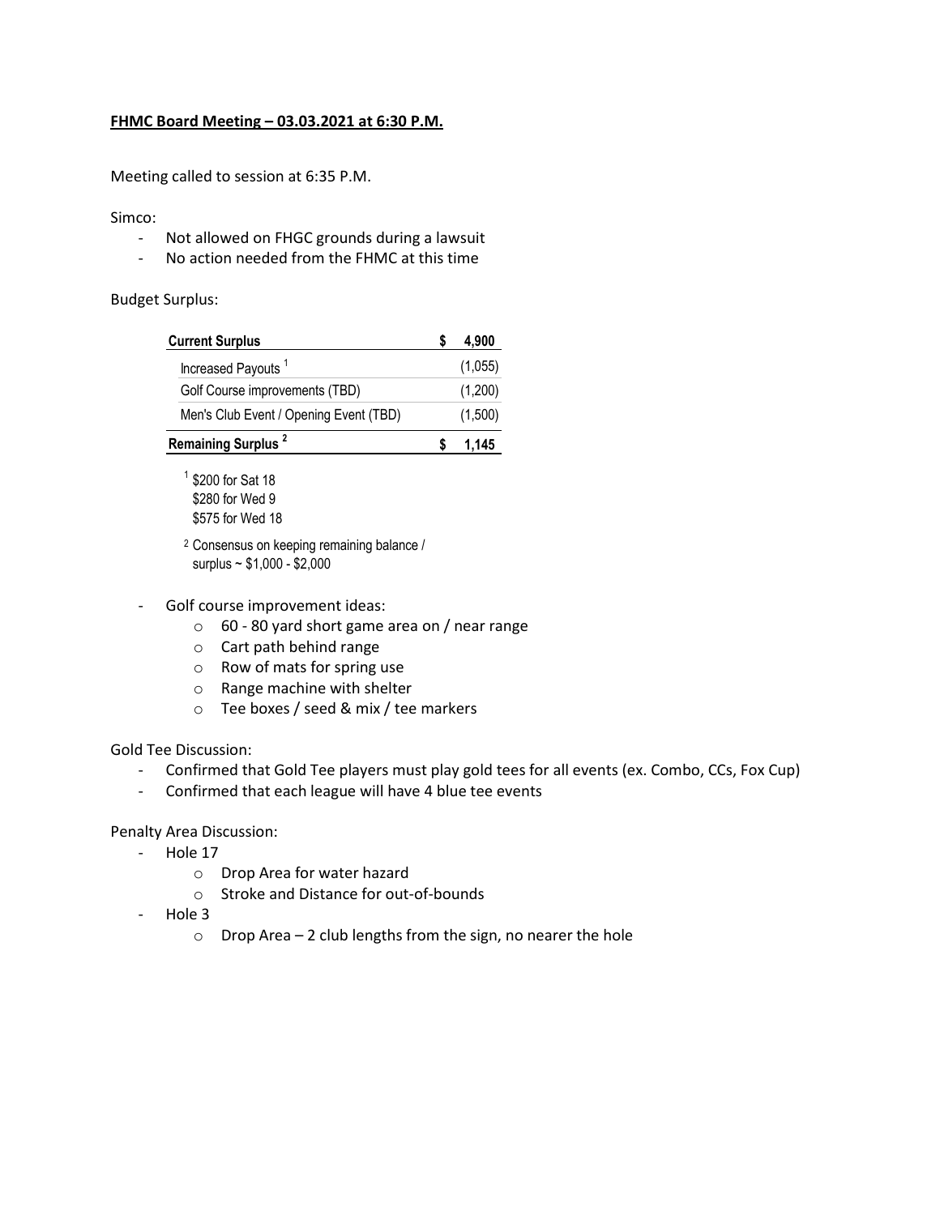**FHMC Board Meeting – 03.03.2021 at 6:30 P.M.**

Meeting called to session at 6:35 P.M.

Simco:

- Not allowed on FHGC grounds during a lawsuit
- No action needed from the FHMC at this time

Budget Surplus:

| **Current Surplus** | **$ 4,900** |
|---|---|
| Increased Payouts [1] | (1,055) |
| Golf Course improvements (TBD) | (1,200) |
| Men's Club Event / Opening Event (TBD) | (1,500) |
| **Remaining Surplus [2]** | **$ 1,145** |

[1] $200 for Sat 18
$280 for Wed 9
$575 for Wed 18

[2] Consensus on keeping remaining balance / surplus ~ $1,000 - $2,000

- Golf course improvement ideas:
  - 60 - 80 yard short game area on / near range
  - Cart path behind range
  - Row of mats for spring use
  - Range machine with shelter
  - Tee boxes / seed & mix / tee markers

Gold Tee Discussion:

- Confirmed that Gold Tee players must play gold tees for all events (ex. Combo, CCs, Fox Cup)
- Confirmed that each league will have 4 blue tee events

Penalty Area Discussion:

- Hole 17
  - Drop Area for water hazard
  - Stroke and Distance for out-of-bounds
- Hole 3
  - Drop Area – 2 club lengths from the sign, no nearer the hole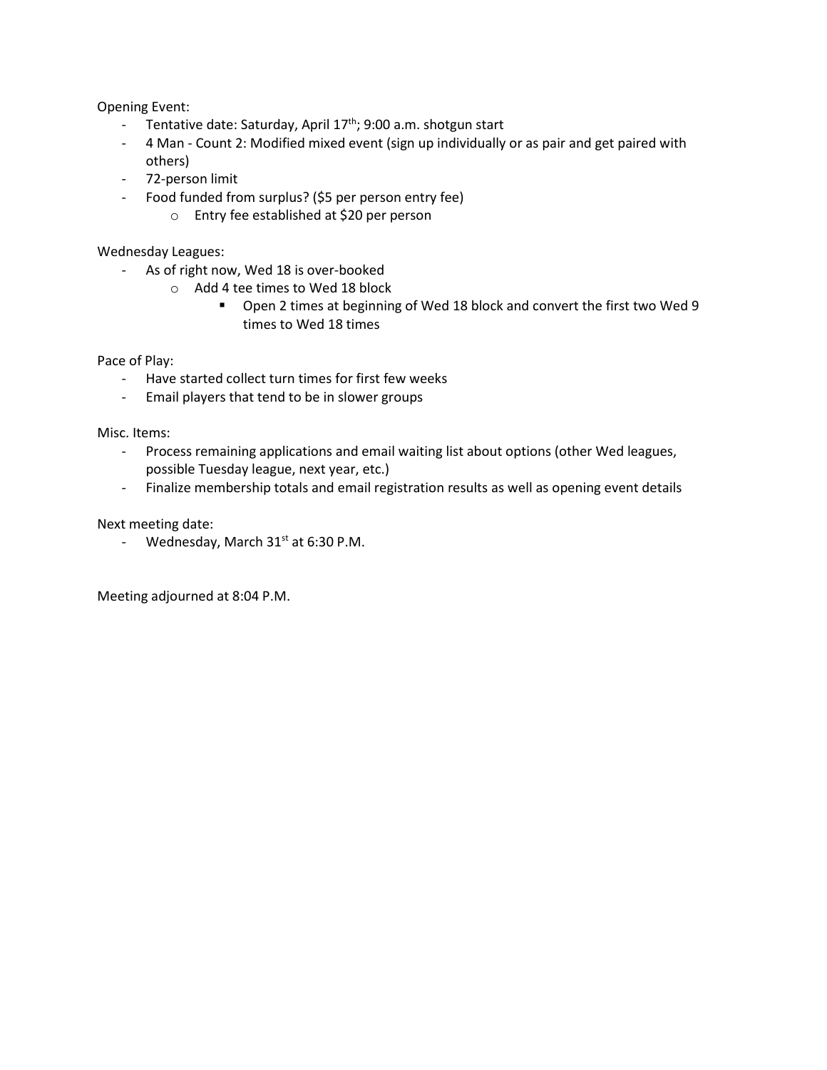Opening Event:

- Tentative date: Saturday, April 17th; 9:00 a.m. shotgun start
- 4 Man - Count 2: Modified mixed event (sign up individually or as pair and get paired with others)
- 72-person limit
- Food funded from surplus? ($5 per person entry fee)
    - Entry fee established at $20 per person

Wednesday Leagues:

- As of right now, Wed 18 is over-booked
    - Add 4 tee times to Wed 18 block
        - Open 2 times at beginning of Wed 18 block and convert the first two Wed 9 times to Wed 18 times

Pace of Play:

- Have started collect turn times for first few weeks
- Email players that tend to be in slower groups

Misc. Items:

- Process remaining applications and email waiting list about options (other Wed leagues, possible Tuesday league, next year, etc.)
- Finalize membership totals and email registration results as well as opening event details

Next meeting date:

- Wednesday, March 31st at 6:30 P.M.

Meeting adjourned at 8:04 P.M.